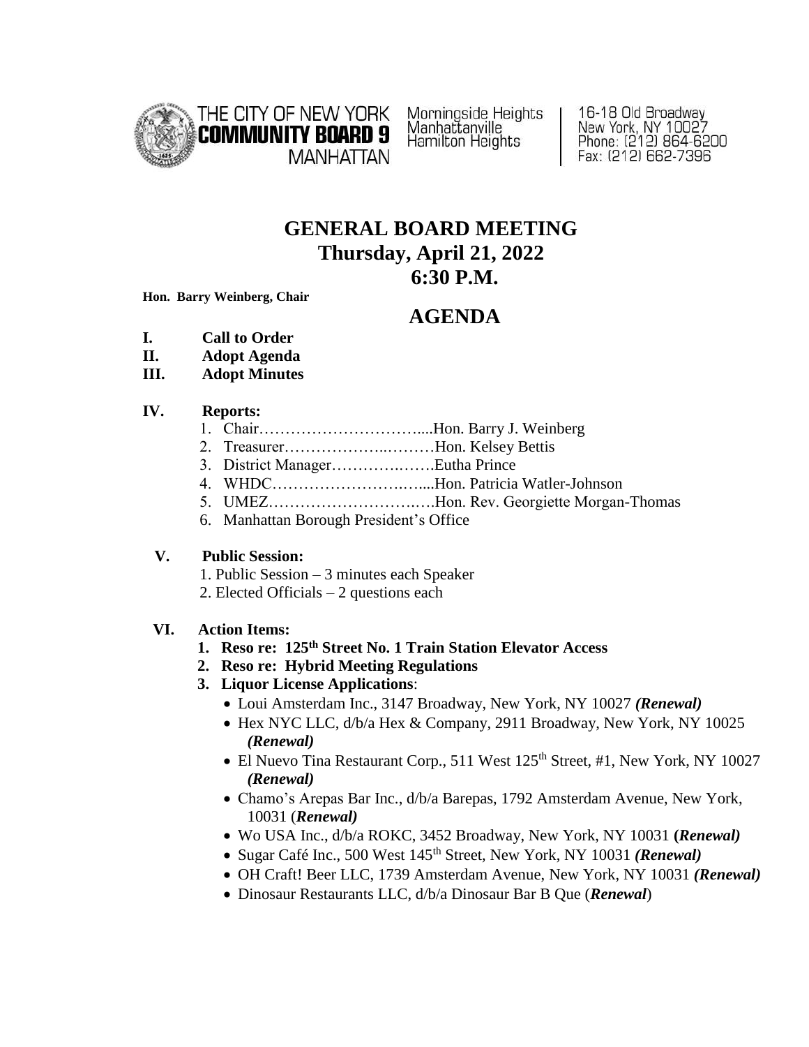THE CITY OF NEW YORK
**COMMUNITY BOARD 9**
MANHATTAN

Morningside Heights
Manhattanville
Hamilton Heights

16-18 Old Broadway
New York, NY 10027
Phone: (212) 864-6200
Fax: (212) 662-7396

# GENERAL BOARD MEETING
## Thursday, April 21, 2022
## 6:30 P.M.

**Hon. Barry Weinberg, Chair**

## AGENDA

**I. Call to Order**

**II. Adopt Agenda**

**III. Adopt Minutes**

**IV. Reports:**

1. Chair…………………………....Hon. Barry J. Weinberg
2. Treasurer………………..………Hon. Kelsey Bettis
3. District Manager………….…….Eutha Prince
4. WHDC……………………..…....Hon. Patricia Watler-Johnson
5. UMEZ……………………….….Hon. Rev. Georgiette Morgan-Thomas
6. Manhattan Borough President's Office

**V. Public Session:**

1. Public Session – 3 minutes each Speaker
2. Elected Officials – 2 questions each

**VI. Action Items:**

1. **Reso re: 125th Street No. 1 Train Station Elevator Access**
2. **Reso re: Hybrid Meeting Regulations**
3. **Liquor License Applications**:
   - Loui Amsterdam Inc., 3147 Broadway, New York, NY 10027 ***(Renewal)***
   - Hex NYC LLC, d/b/a Hex & Company, 2911 Broadway, New York, NY 10025 ***(Renewal)***
   - El Nuevo Tina Restaurant Corp., 511 West 125th Street, #1, New York, NY 10027 ***(Renewal)***
   - Chamo's Arepas Bar Inc., d/b/a Barepas, 1792 Amsterdam Avenue, New York, 10031 (***Renewal)***
   - Wo USA Inc., d/b/a ROKC, 3452 Broadway, New York, NY 10031 **(*Renewal)***
   - Sugar Café Inc., 500 West 145th Street, New York, NY 10031 ***(Renewal)***
   - OH Craft! Beer LLC, 1739 Amsterdam Avenue, New York, NY 10031 ***(Renewal)***
   - Dinosaur Restaurants LLC, d/b/a Dinosaur Bar B Que (***Renewal***)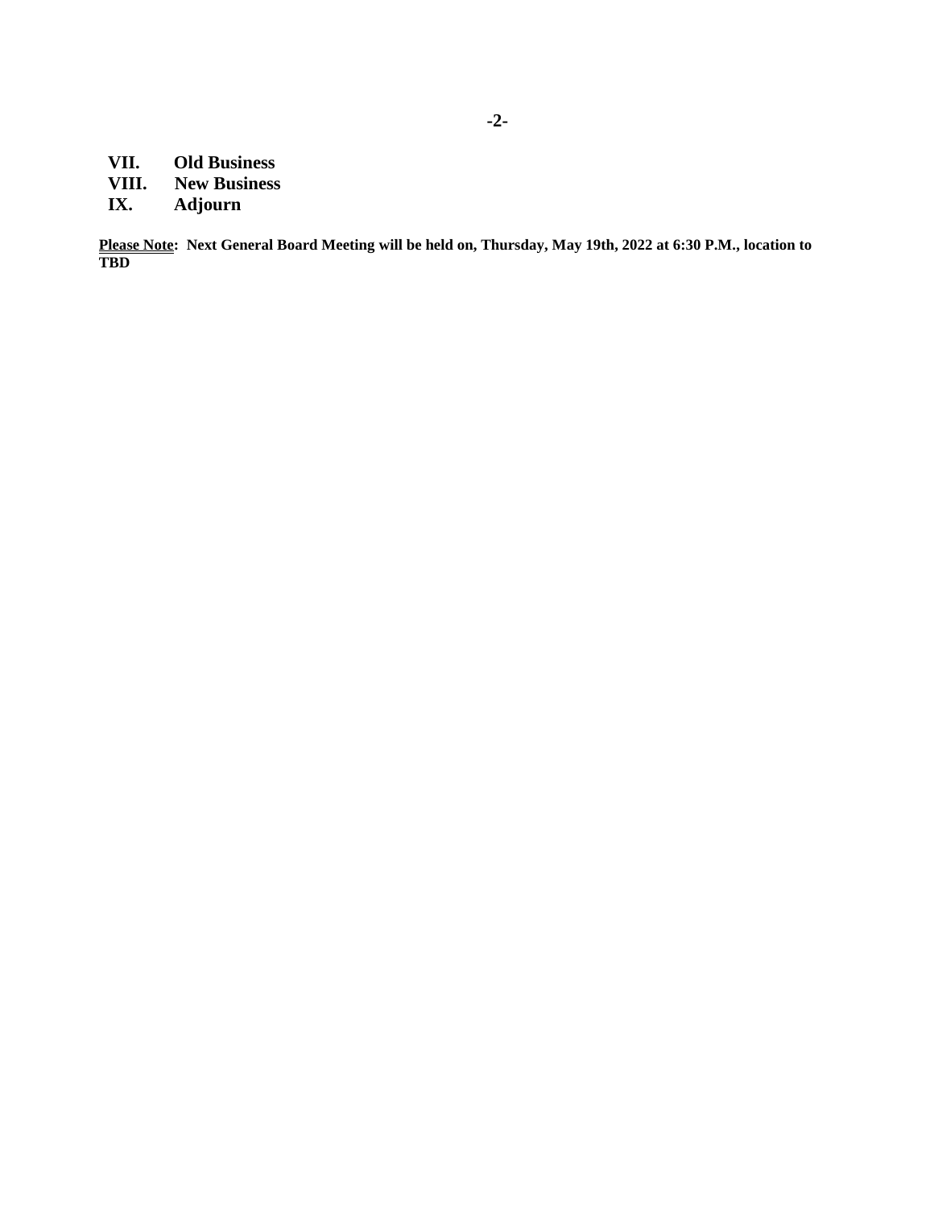**VII. Old Business**
**VIII. New Business**
**IX. Adjourn**

**Please Note: Next General Board Meeting will be held on, Thursday, May 19th, 2022 at 6:30 P.M., location to TBD**